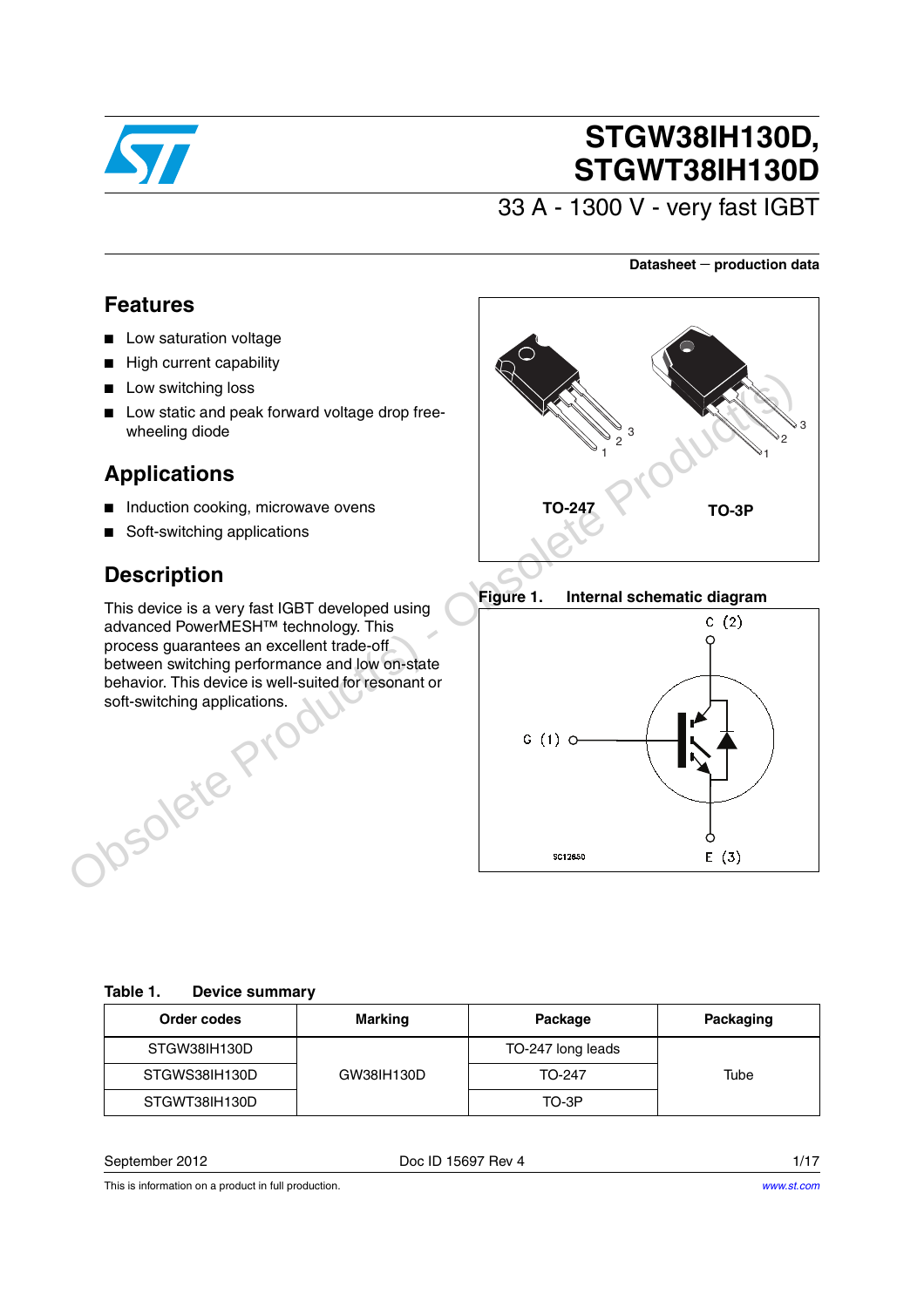# STGW38IH130D, STGWT38IH130D

## 33 A - 1300 V - very fast IGBT

**Datasheet — production data**

## Features

- Low saturation voltage
- High current capability
- Low switching loss
- Low static and peak forward voltage drop free-wheeling diode

## Applications

- Induction cooking, microwave ovens
- Soft-switching applications

## Description

This device is a very fast IGBT developed using advanced PowerMESH™ technology. This process guarantees an excellent trade-off between switching performance and low on-state behavior. This device is well-suited for resonant or soft-switching applications.

TO-247 TO-3P

**Figure 1. Internal schematic diagram**

**Table 1. Device summary**

| Order codes | Marking | Package | Packaging |
|---|---|---|---|
| STGW38IH130D | GW38IH130D | TO-247 long leads | Tube |
| STGWS38IH130D | | TO-247 | |
| STGWT38IH130D | | TO-3P | |

September 2012 Doc ID 15697 Rev 4

This is information on a product in full production.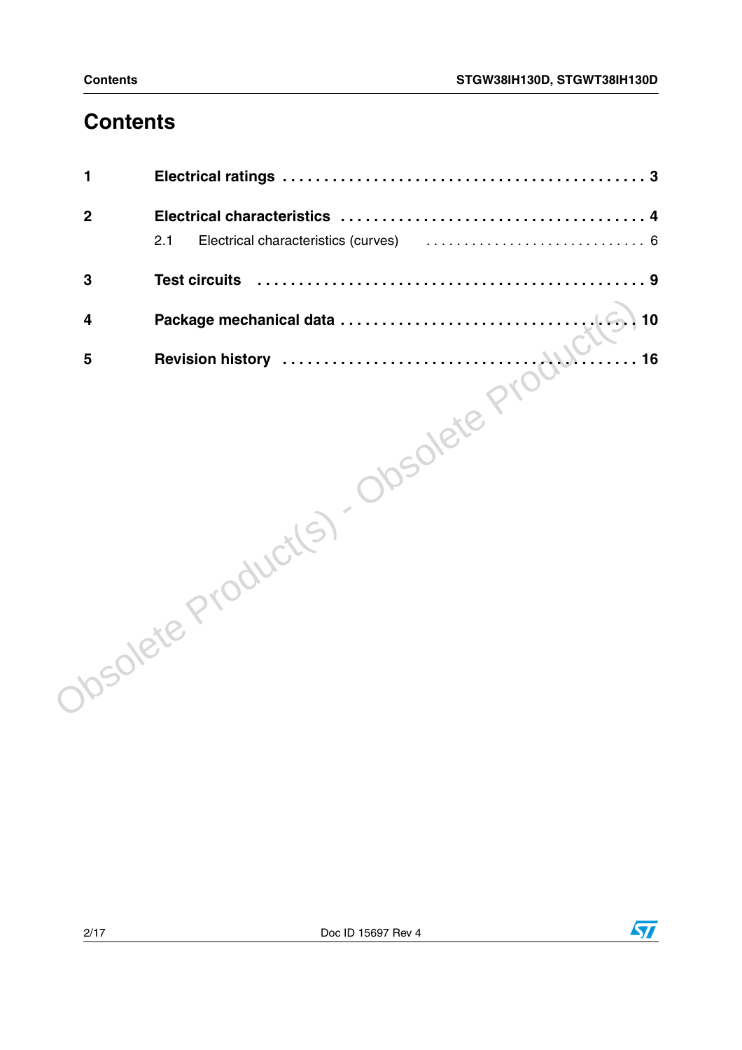# Contents

| | | |
|---|---|---|
| **1** | **Electrical ratings** | **3** |
| **2** | **Electrical characteristics** | **4** |
| | 2.1 Electrical characteristics (curves) | 6 |
| **3** | **Test circuits** | **9** |
| **4** | **Package mechanical data** | **10** |
| **5** | **Revision history** | **16** |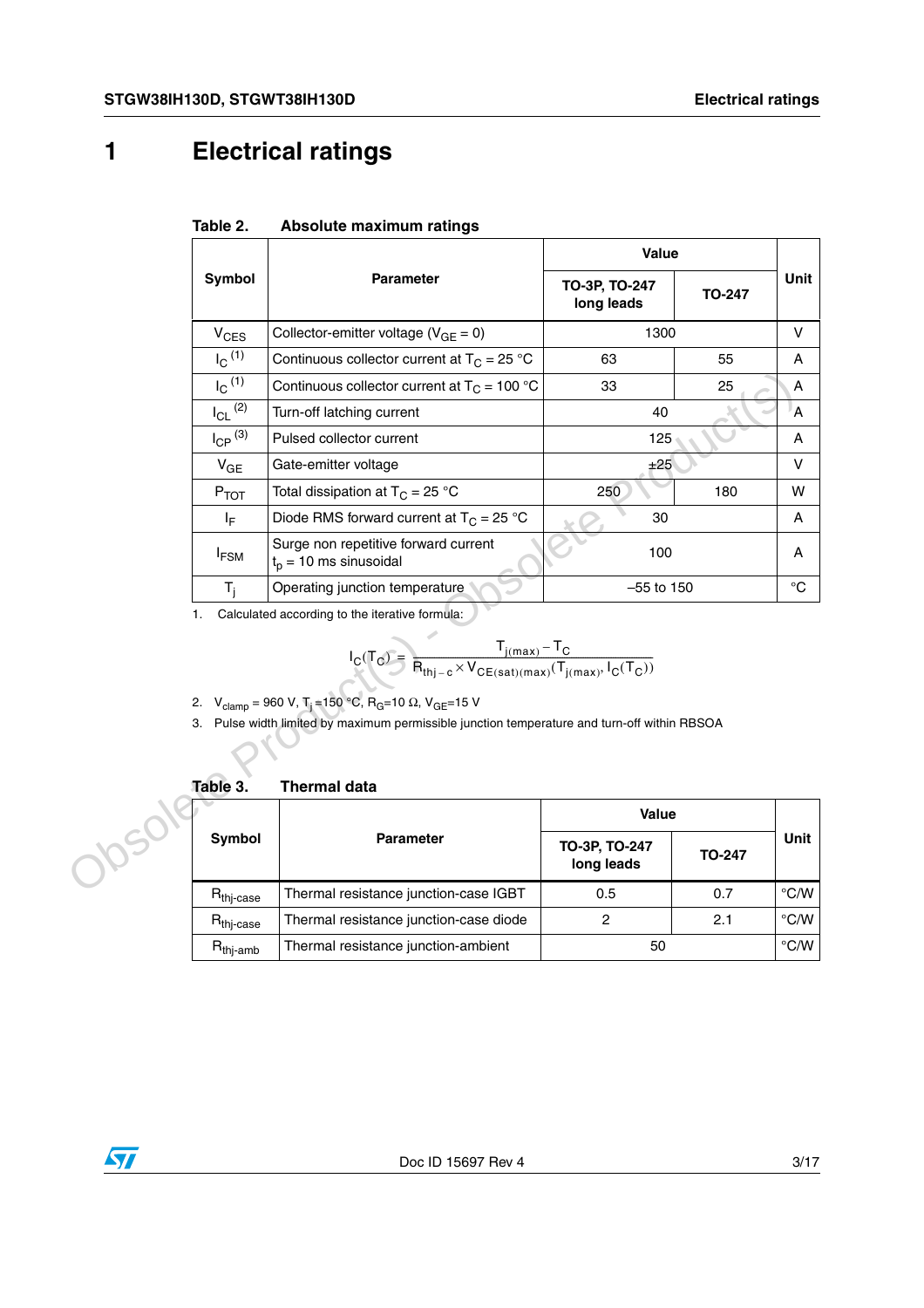# 1 Electrical ratings

**Table 2. Absolute maximum ratings**

| Symbol | Parameter | Value | | Unit |
|---|---|---|---|---|
| | | TO-3P, TO-247 long leads | TO-247 | |
| $V_{CES}$ | Collector-emitter voltage ($V_{GE}$ = 0) | 1300 | | V |
| $I_C$ (1) | Continuous collector current at $T_C$ = 25 °C | 63 | 55 | A |
| $I_C$ (1) | Continuous collector current at $T_C$ = 100 °C | 33 | 25 | A |
| $I_{CL}$ (2) | Turn-off latching current | 40 | | A |
| $I_{CP}$ (3) | Pulsed collector current | 125 | | A |
| $V_{GE}$ | Gate-emitter voltage | ±25 | | V |
| $P_{TOT}$ | Total dissipation at $T_C$ = 25 °C | 250 | 180 | W |
| $I_F$ | Diode RMS forward current at $T_C$ = 25 °C | 30 | | A |
| $I_{FSM}$ | Surge non repetitive forward current $t_p$ = 10 ms sinusoidal | 100 | | A |
| $T_j$ | Operating junction temperature | –55 to 150 | | °C |

1. Calculated according to the iterative formula:

$$I_C(T_C) = \frac{T_{j(max)} - T_C}{R_{thj-c} \times V_{CE(sat)(max)}(T_{j(max)}, I_C(T_C))}$$

2. $V_{clamp}$ = 960 V, $T_j$ =150 °C, $R_G$=10 Ω, $V_{GE}$=15 V
3. Pulse width limited by maximum permissible junction temperature and turn-off within RBSOA

**Table 3. Thermal data**

| Symbol | Parameter | Value | | Unit |
|---|---|---|---|---|
| | | TO-3P, TO-247 long leads | TO-247 | |
| $R_{thj-case}$ | Thermal resistance junction-case IGBT | 0.5 | 0.7 | °C/W |
| $R_{thj-case}$ | Thermal resistance junction-case diode | 2 | 2.1 | °C/W |
| $R_{thj-amb}$ | Thermal resistance junction-ambient | 50 | | °C/W |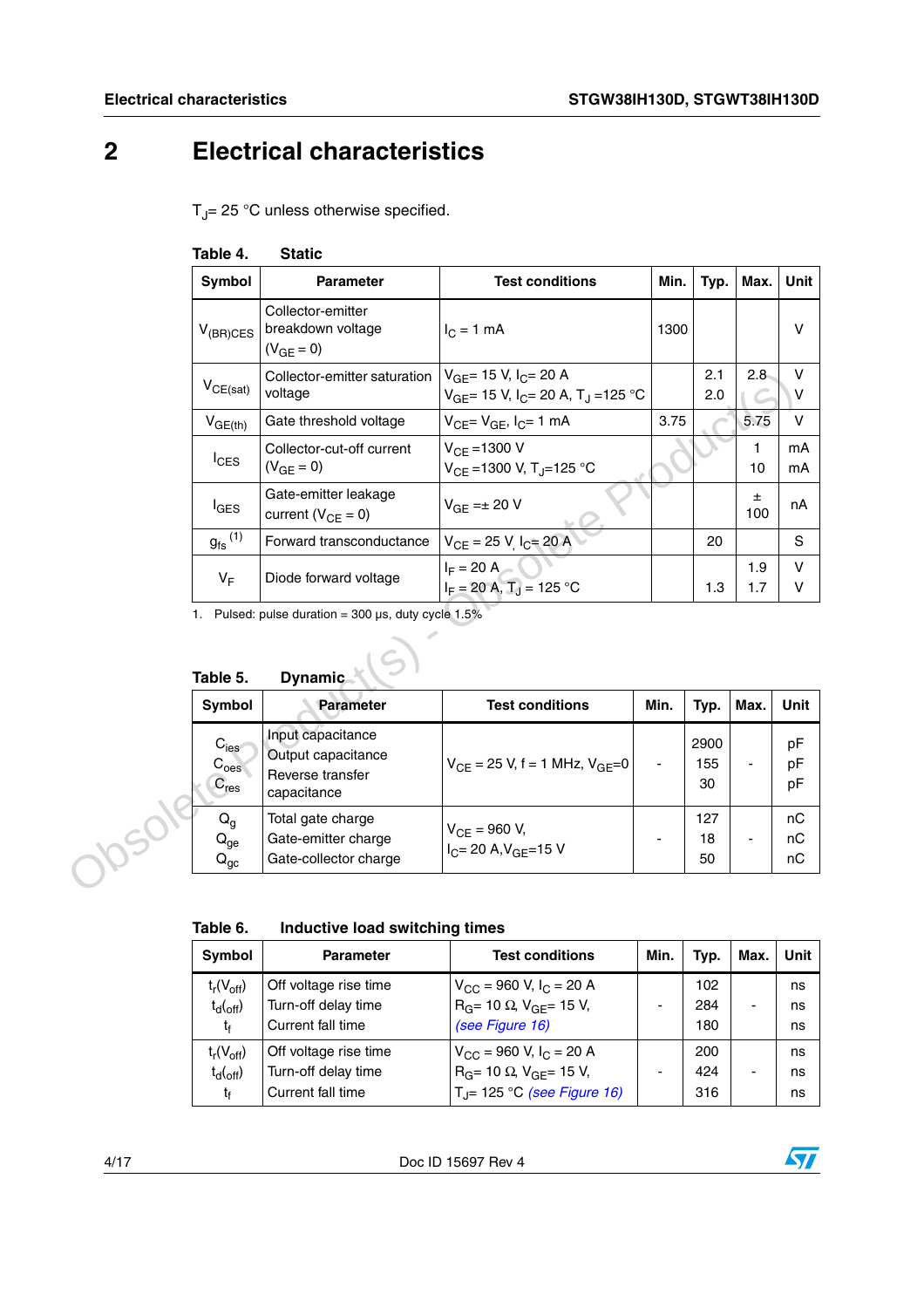# 2 Electrical characteristics

$T_J$= 25 °C unless otherwise specified.

**Table 4. Static**

| Symbol | Parameter | Test conditions | Min. | Typ. | Max. | Unit |
|---|---|---|---|---|---|---|
| $V_{(BR)CES}$ | Collector-emitter breakdown voltage ($V_{GE}$ = 0) | $I_C$ = 1 mA | 1300 | | | V |
| $V_{CE(sat)}$ | Collector-emitter saturation voltage | $V_{GE}$= 15 V, $I_C$= 20 A<br>$V_{GE}$= 15 V, $I_C$= 20 A, $T_J$ =125 °C | | 2.1<br>2.0 | 2.8 | V<br>V |
| $V_{GE(th)}$ | Gate threshold voltage | $V_{CE}$= $V_{GE}$, $I_C$= 1 mA | 3.75 | | 5.75 | V |
| $I_{CES}$ | Collector-cut-off current ($V_{GE}$ = 0) | $V_{CE}$ =1300 V<br>$V_{CE}$ =1300 V, $T_J$=125 °C | | | 1<br>10 | mA<br>mA |
| $I_{GES}$ | Gate-emitter leakage current ($V_{CE}$ = 0) | $V_{GE}$ =± 20 V | | | ± 100 | nA |
| $g_{fs}$ (1) | Forward transconductance | $V_{CE}$ = 25 V, $I_C$= 20 A | | 20 | | S |
| $V_F$ | Diode forward voltage | $I_F$ = 20 A<br>$I_F$ = 20 A, $T_J$ = 125 °C | | <br>1.3 | 1.9<br>1.7 | V<br>V |

1. Pulsed: pulse duration = 300 µs, duty cycle 1.5%

**Table 5. Dynamic**

| Symbol | Parameter | Test conditions | Min. | Typ. | Max. | Unit |
|---|---|---|---|---|---|---|
| $C_{ies}$<br>$C_{oes}$<br>$C_{res}$ | Input capacitance<br>Output capacitance<br>Reverse transfer capacitance | $V_{CE}$ = 25 V, f = 1 MHz, $V_{GE}$=0 | - | 2900<br>155<br>30 | - | pF<br>pF<br>pF |
| $Q_g$<br>$Q_{ge}$<br>$Q_{gc}$ | Total gate charge<br>Gate-emitter charge<br>Gate-collector charge | $V_{CE}$ = 960 V, $I_C$= 20 A,$V_{GE}$=15 V | - | 127<br>18<br>50 | - | nC<br>nC<br>nC |

**Table 6. Inductive load switching times**

| Symbol | Parameter | Test conditions | Min. | Typ. | Max. | Unit |
|---|---|---|---|---|---|---|
| $t_r(V_{off})$<br>$t_d(off)$<br>$t_f$ | Off voltage rise time<br>Turn-off delay time<br>Current fall time | $V_{CC}$ = 960 V, $I_C$ = 20 A<br>$R_G$= 10 Ω, $V_{GE}$= 15 V,<br>*(see Figure 16)* | - | 102<br>284<br>180 | - | ns<br>ns<br>ns |
| $t_r(V_{off})$<br>$t_d(off)$<br>$t_f$ | Off voltage rise time<br>Turn-off delay time<br>Current fall time | $V_{CC}$ = 960 V, $I_C$ = 20 A<br>$R_G$= 10 Ω, $V_{GE}$= 15 V,<br>$T_J$= 125 °C *(see Figure 16)* | - | 200<br>424<br>316 | - | ns<br>ns<br>ns |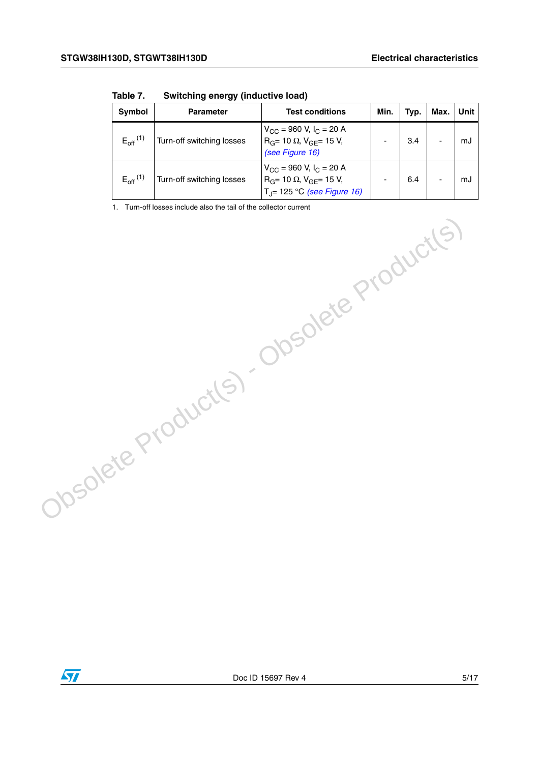Table 7. Switching energy (inductive load)

| Symbol | Parameter | Test conditions | Min. | Typ. | Max. | Unit |
|---|---|---|---|---|---|---|
| $E_{off}$ [(1)] | Turn-off switching losses | $V_{CC}$ = 960 V, $I_C$ = 20 A $R_G$= 10 Ω, $V_{GE}$= 15 V, *(see Figure 16)* | - | 3.4 | - | mJ |
| $E_{off}$ [(1)] | Turn-off switching losses | $V_{CC}$ = 960 V, $I_C$ = 20 A $R_G$= 10 Ω, $V_{GE}$= 15 V, $T_J$= 125 °C *(see Figure 16)* | - | 6.4 | - | mJ |

1. Turn-off losses include also the tail of the collector current

Obsolete Product(s) - Obsolete Product(s)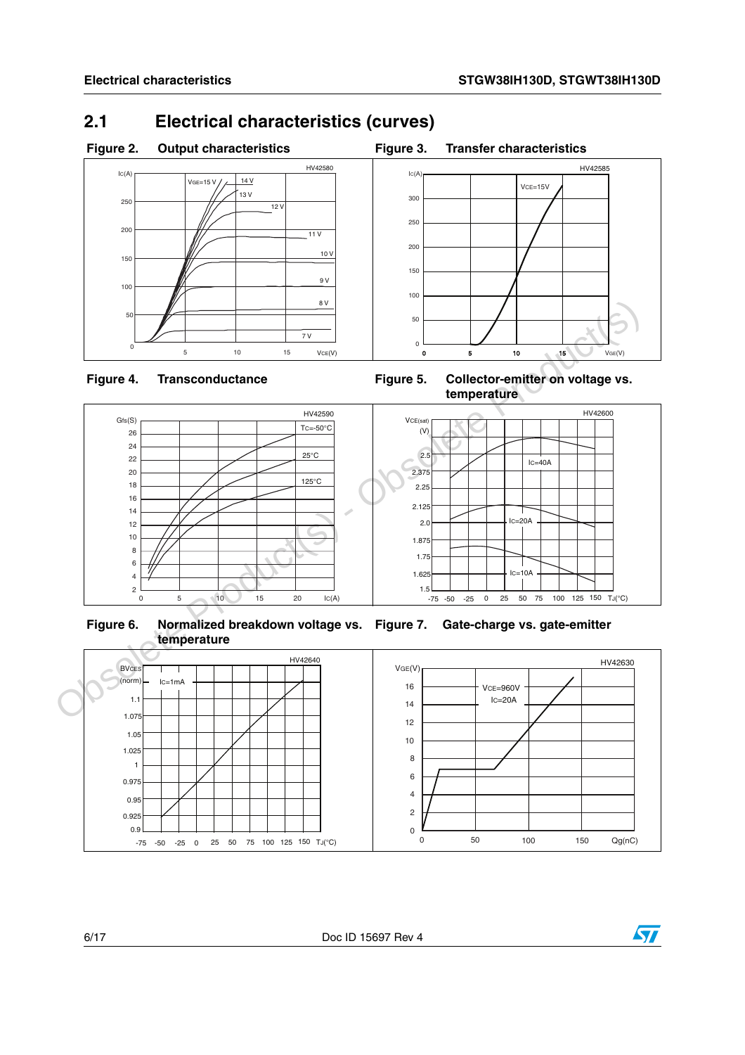## 2.1 Electrical characteristics (curves)

**Figure 2. Output characteristics**

**Figure 3. Transfer characteristics**

**Figure 4. Transconductance**

**Figure 5. Collector-emitter on voltage vs. temperature**

**Figure 6. Normalized breakdown voltage vs. temperature**

**Figure 7. Gate-charge vs. gate-emitter**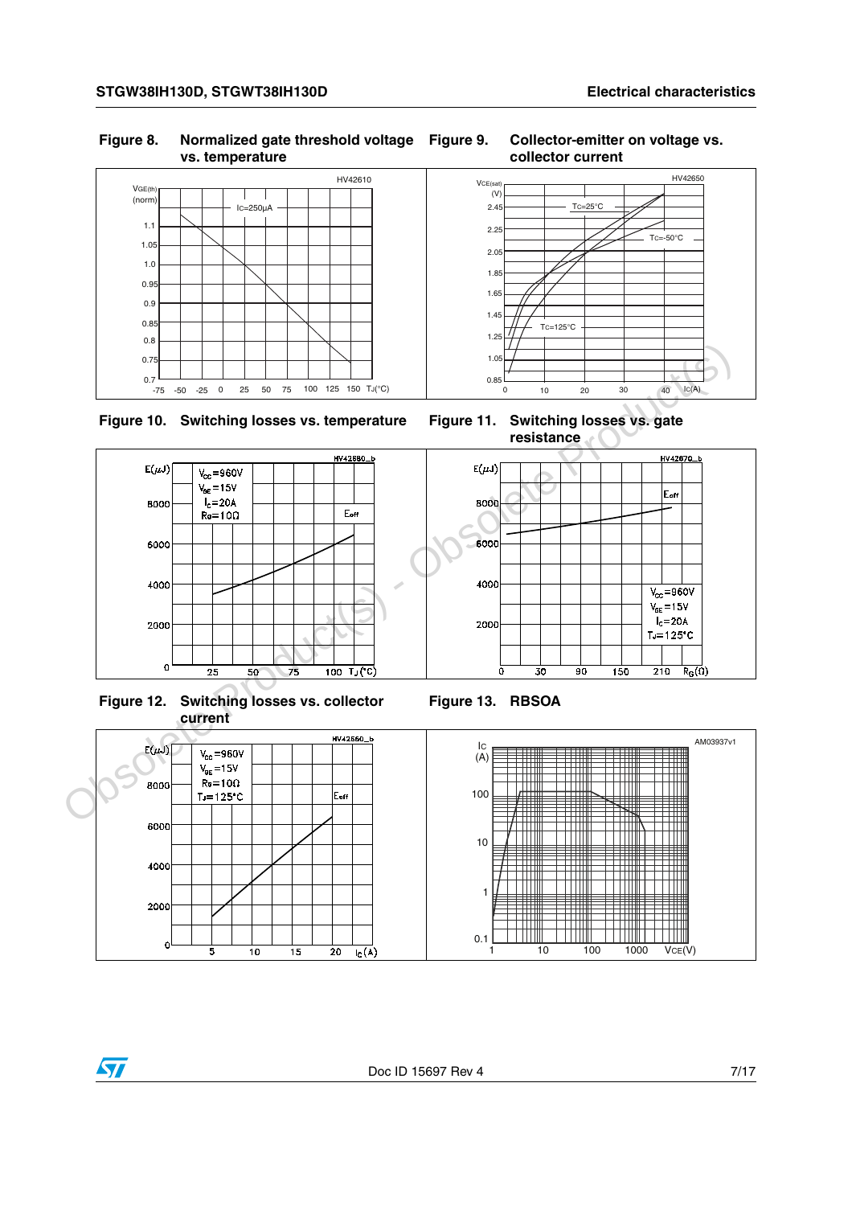**Figure 8. Normalized gate threshold voltage vs. temperature**

**Figure 9. Collector-emitter on voltage vs. collector current**

**Figure 10. Switching losses vs. temperature**

**Figure 11. Switching losses vs. gate resistance**

**Figure 12. Switching losses vs. collector current**

**Figure 13. RBSOA**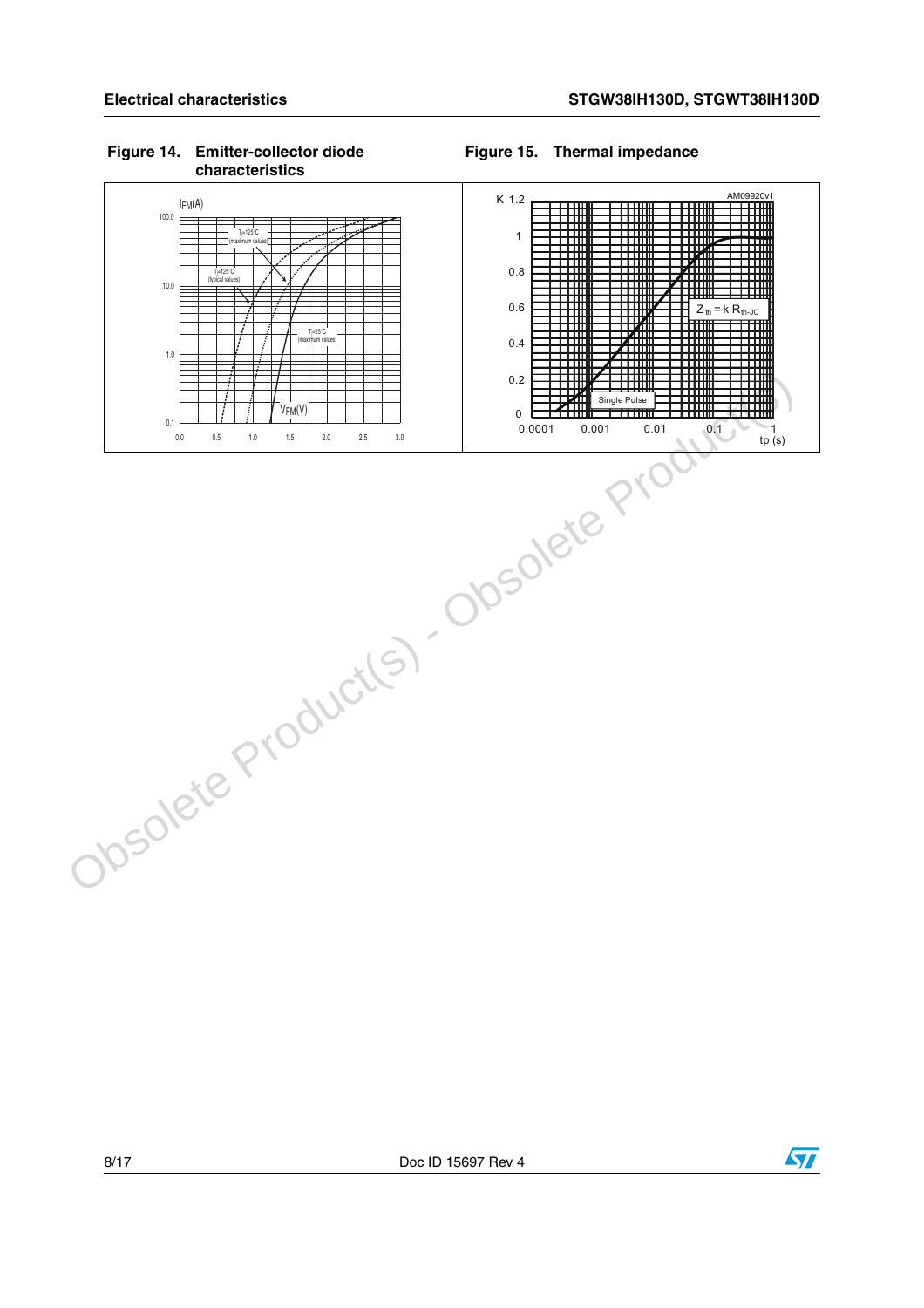**Figure 14. Emitter-collector diode characteristics**

**Figure 15. Thermal impedance**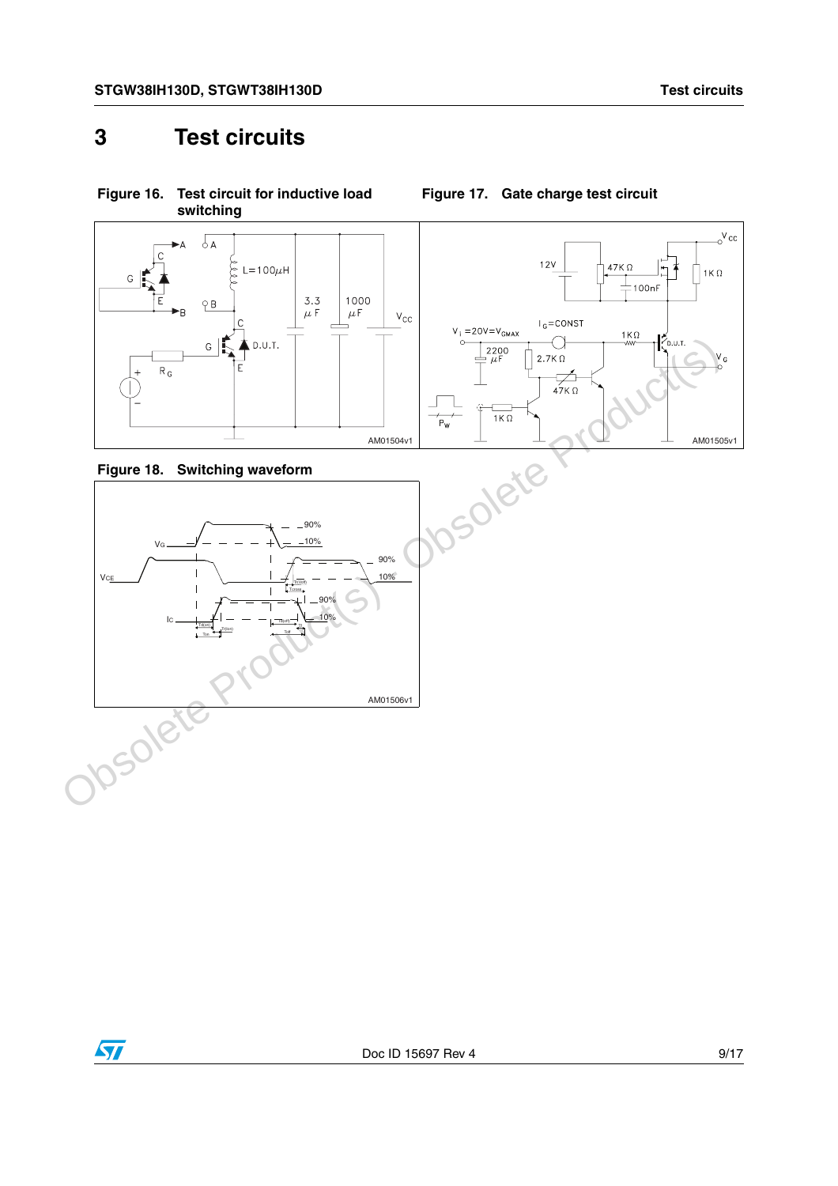# 3 Test circuits

Figure 16. Test circuit for inductive load switching

Figure 17. Gate charge test circuit

Figure 18. Switching waveform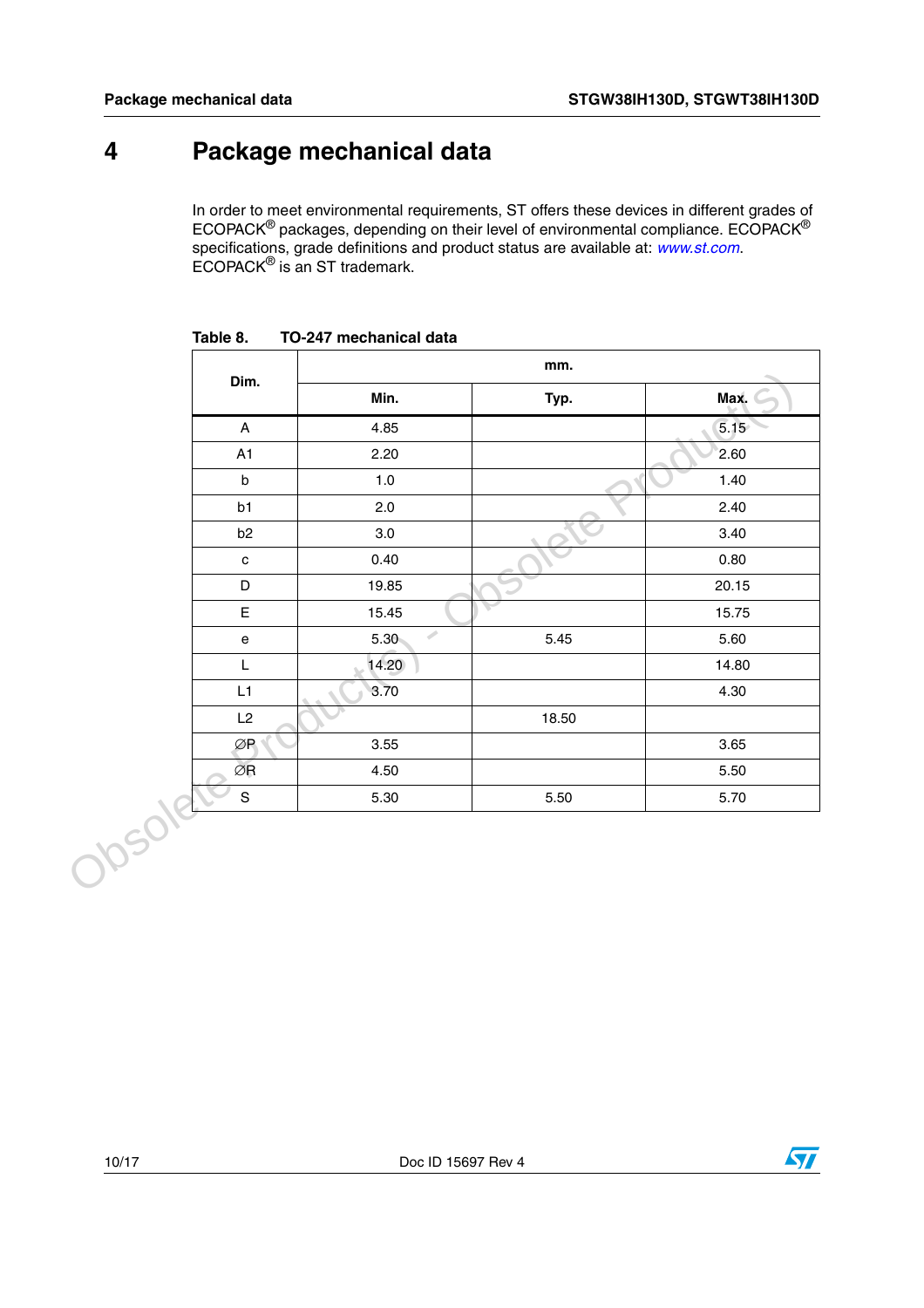# 4 Package mechanical data

In order to meet environmental requirements, ST offers these devices in different grades of ECOPACK® packages, depending on their level of environmental compliance. ECOPACK® specifications, grade definitions and product status are available at: www.st.com. ECOPACK® is an ST trademark.

**Table 8. TO-247 mechanical data**

| Dim. | mm. | | |
|---|---|---|---|
| | Min. | Typ. | Max. |
| A | 4.85 | | 5.15 |
| A1 | 2.20 | | 2.60 |
| b | 1.0 | | 1.40 |
| b1 | 2.0 | | 2.40 |
| b2 | 3.0 | | 3.40 |
| c | 0.40 | | 0.80 |
| D | 19.85 | | 20.15 |
| E | 15.45 | | 15.75 |
| e | 5.30 | 5.45 | 5.60 |
| L | 14.20 | | 14.80 |
| L1 | 3.70 | | 4.30 |
| L2 | | 18.50 | |
| ∅P | 3.55 | | 3.65 |
| ∅R | 4.50 | | 5.50 |
| S | 5.30 | 5.50 | 5.70 |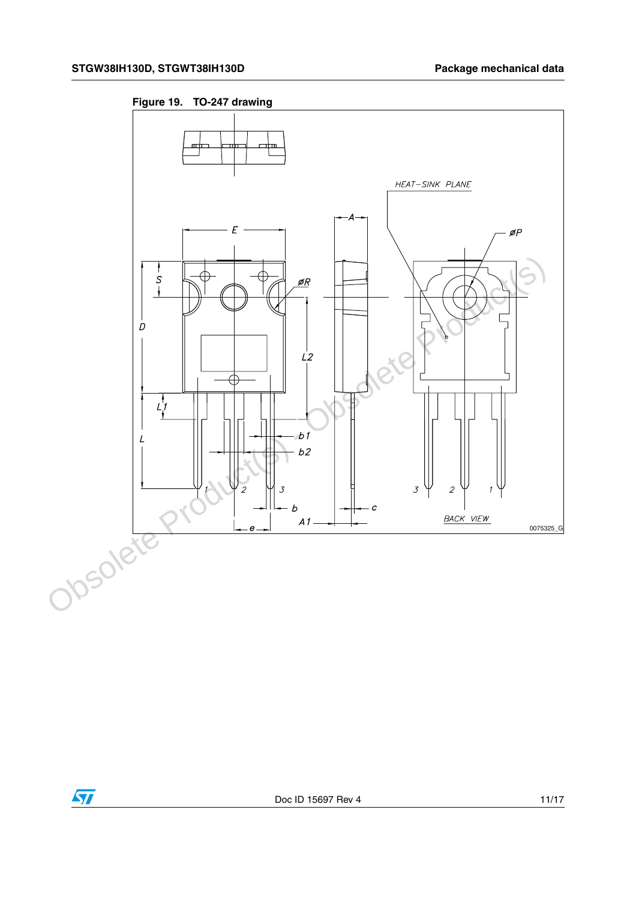**Figure 19. TO-247 drawing**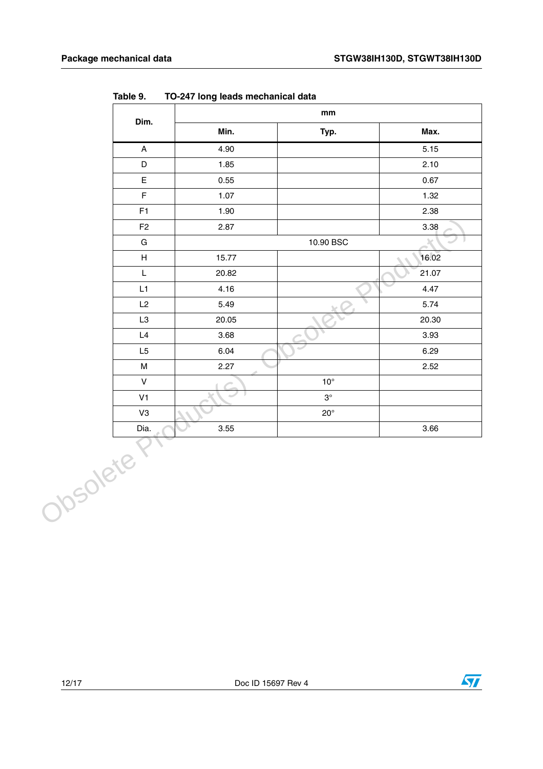Table 9. TO-247 long leads mechanical data

| Dim. | mm | | |
|---|---|---|---|
| | Min. | Typ. | Max. |
| A | 4.90 | | 5.15 |
| D | 1.85 | | 2.10 |
| E | 0.55 | | 0.67 |
| F | 1.07 | | 1.32 |
| F1 | 1.90 | | 2.38 |
| F2 | 2.87 | | 3.38 |
| G | | 10.90 BSC | |
| H | 15.77 | | 16.02 |
| L | 20.82 | | 21.07 |
| L1 | 4.16 | | 4.47 |
| L2 | 5.49 | | 5.74 |
| L3 | 20.05 | | 20.30 |
| L4 | 3.68 | | 3.93 |
| L5 | 6.04 | | 6.29 |
| M | 2.27 | | 2.52 |
| V | | 10° | |
| V1 | | 3° | |
| V3 | | 20° | |
| Dia. | 3.55 | | 3.66 |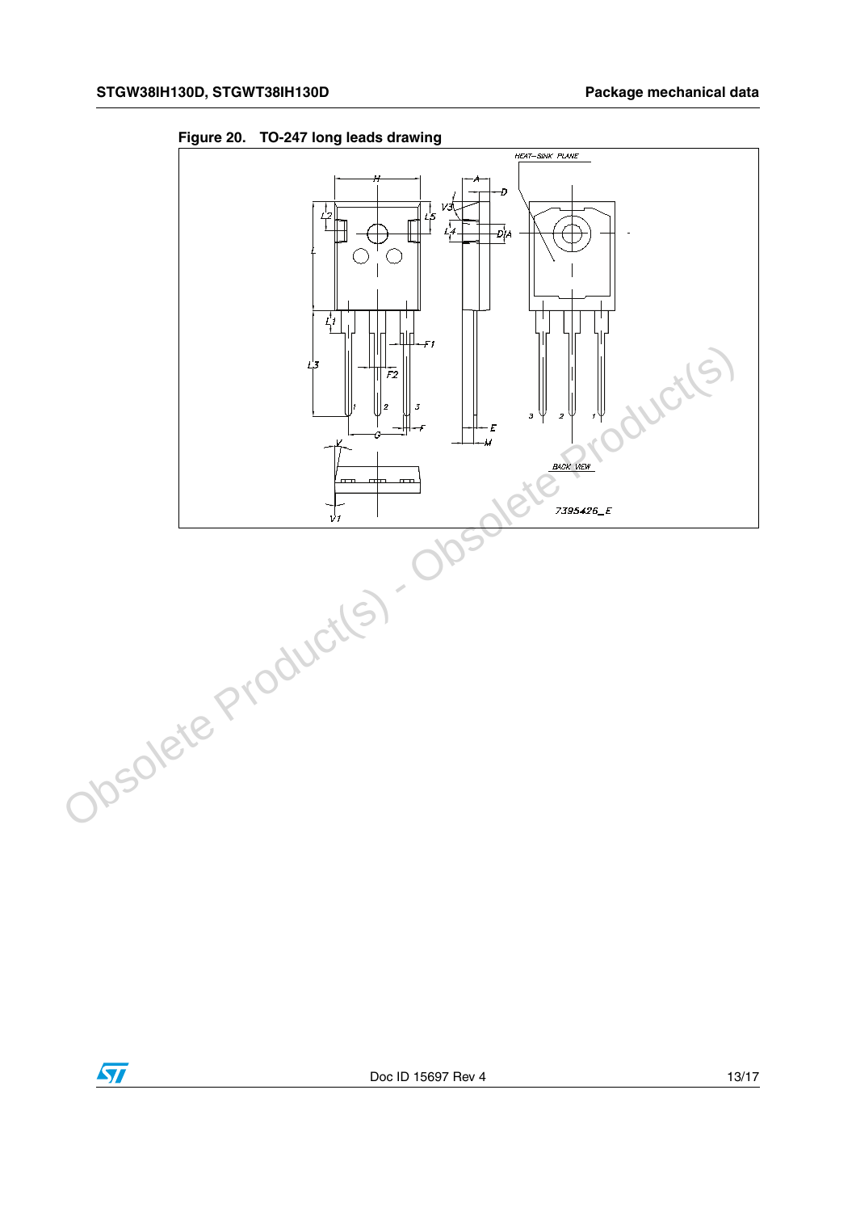Figure 20. TO-247 long leads drawing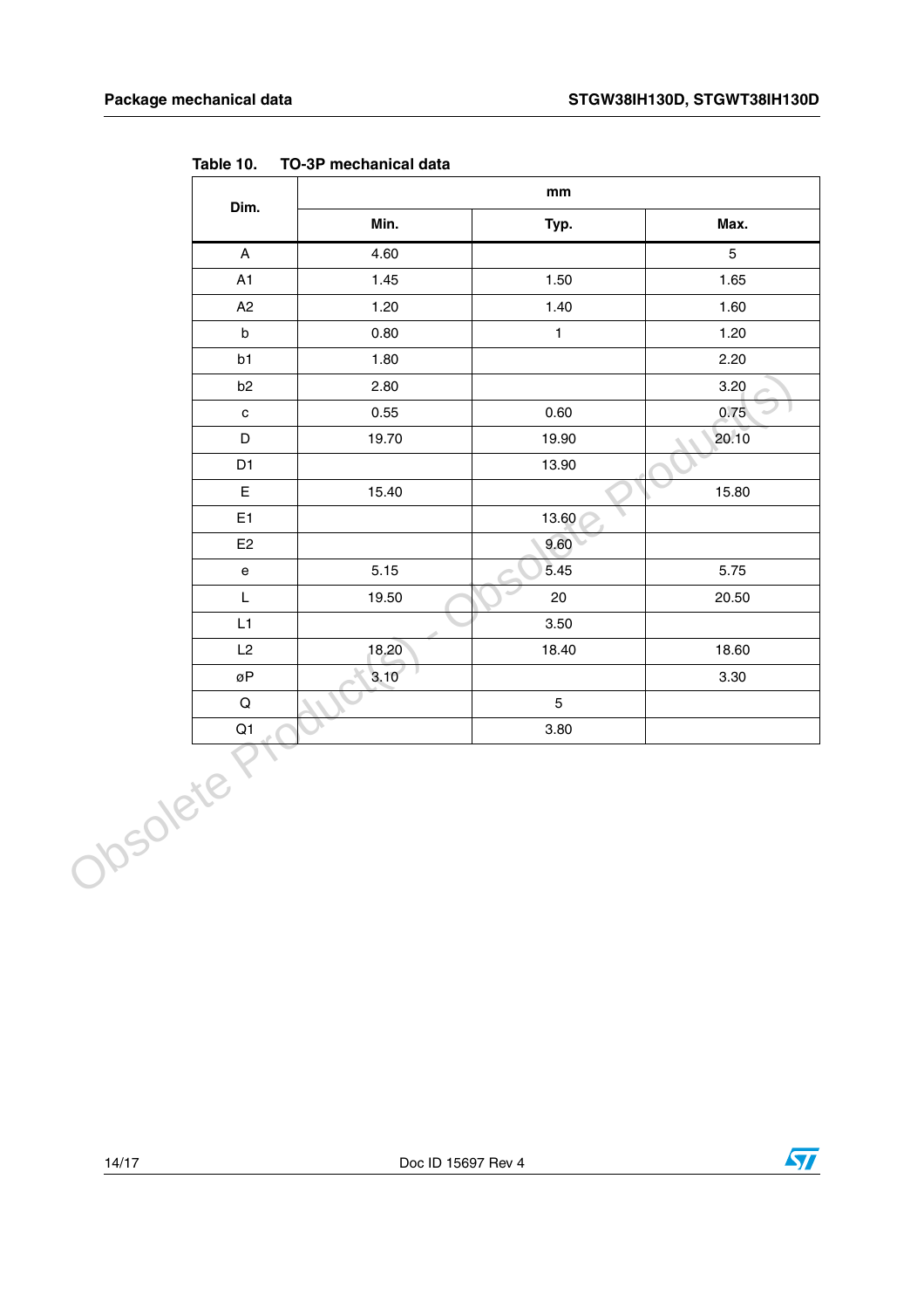Table 10. TO-3P mechanical data

| Dim. | mm | | |
|---|---|---|---|
| | Min. | Typ. | Max. |
| A | 4.60 | | 5 |
| A1 | 1.45 | 1.50 | 1.65 |
| A2 | 1.20 | 1.40 | 1.60 |
| b | 0.80 | 1 | 1.20 |
| b1 | 1.80 | | 2.20 |
| b2 | 2.80 | | 3.20 |
| c | 0.55 | 0.60 | 0.75 |
| D | 19.70 | 19.90 | 20.10 |
| D1 | | 13.90 | |
| E | 15.40 | | 15.80 |
| E1 | | 13.60 | |
| E2 | | 9.60 | |
| e | 5.15 | 5.45 | 5.75 |
| L | 19.50 | 20 | 20.50 |
| L1 | | 3.50 | |
| L2 | 18.20 | 18.40 | 18.60 |
| øP | 3.10 | | 3.30 |
| Q | | 5 | |
| Q1 | | 3.80 | |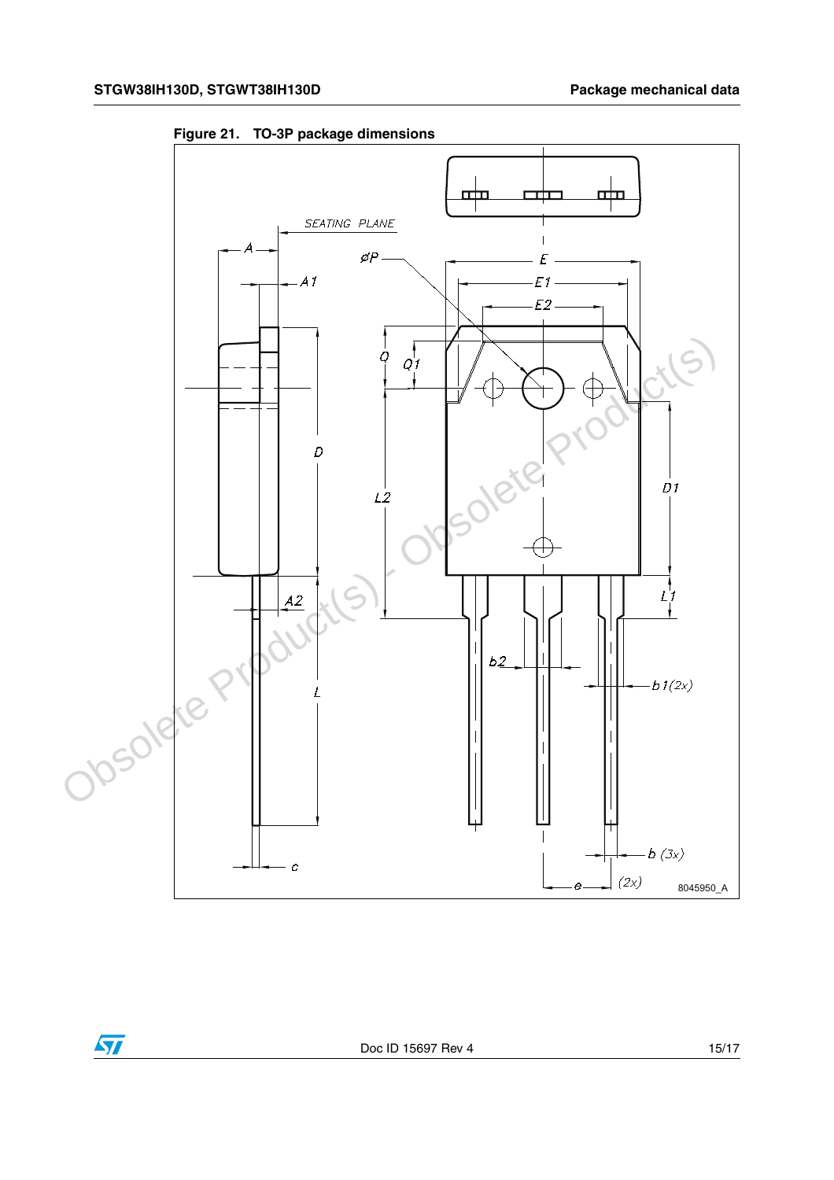**Figure 21. TO-3P package dimensions**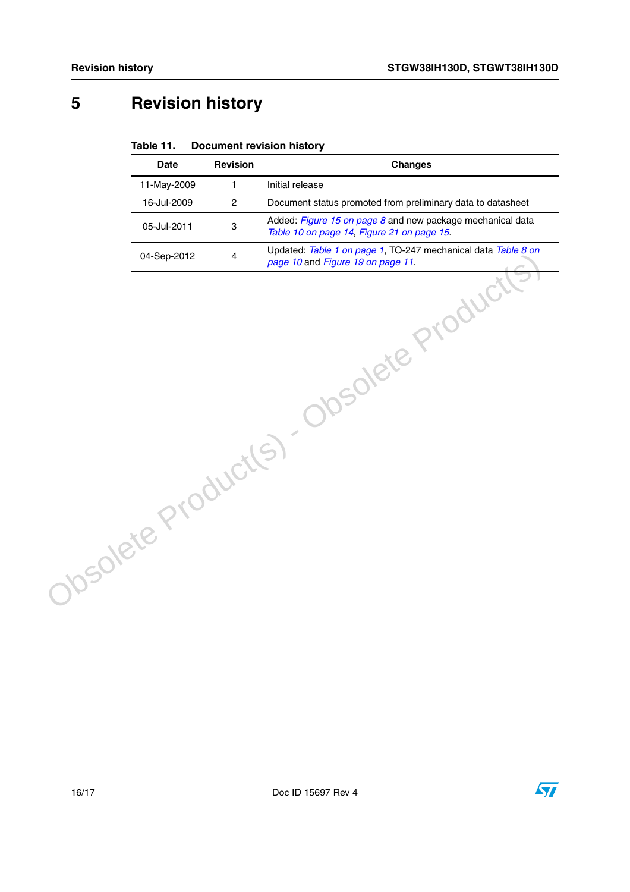# 5 Revision history

**Table 11. Document revision history**

| Date | Revision | Changes |
|---|---|---|
| 11-May-2009 | 1 | Initial release |
| 16-Jul-2009 | 2 | Document status promoted from preliminary data to datasheet |
| 05-Jul-2011 | 3 | Added: *Figure 15 on page 8* and new package mechanical data *Table 10 on page 14*, *Figure 21 on page 15*. |
| 04-Sep-2012 | 4 | Updated: *Table 1 on page 1*, TO-247 mechanical data *Table 8 on page 10* and *Figure 19 on page 11*. |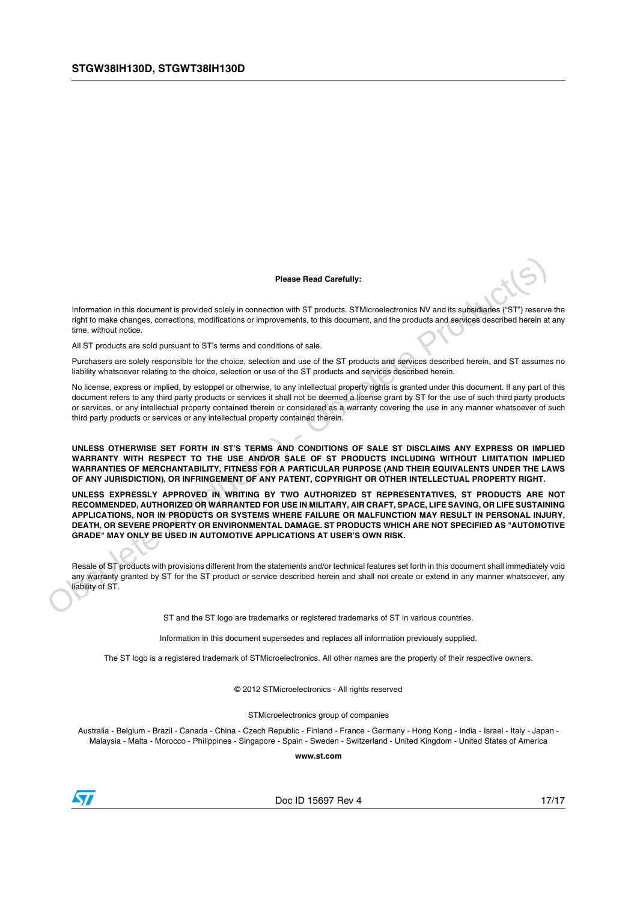**Please Read Carefully:**

Information in this document is provided solely in connection with ST products. STMicroelectronics NV and its subsidiaries ("ST") reserve the right to make changes, corrections, modifications or improvements, to this document, and the products and services described herein at any time, without notice.

All ST products are sold pursuant to ST's terms and conditions of sale.

Purchasers are solely responsible for the choice, selection and use of the ST products and services described herein, and ST assumes no liability whatsoever relating to the choice, selection or use of the ST products and services described herein.

No license, express or implied, by estoppel or otherwise, to any intellectual property rights is granted under this document. If any part of this document refers to any third party products or services it shall not be deemed a license grant by ST for the use of such third party products or services, or any intellectual property contained therein or considered as a warranty covering the use in any manner whatsoever of such third party products or services or any intellectual property contained therein.

**UNLESS OTHERWISE SET FORTH IN ST'S TERMS AND CONDITIONS OF SALE ST DISCLAIMS ANY EXPRESS OR IMPLIED WARRANTY WITH RESPECT TO THE USE AND/OR SALE OF ST PRODUCTS INCLUDING WITHOUT LIMITATION IMPLIED WARRANTIES OF MERCHANTABILITY, FITNESS FOR A PARTICULAR PURPOSE (AND THEIR EQUIVALENTS UNDER THE LAWS OF ANY JURISDICTION), OR INFRINGEMENT OF ANY PATENT, COPYRIGHT OR OTHER INTELLECTUAL PROPERTY RIGHT.**

**UNLESS EXPRESSLY APPROVED IN WRITING BY TWO AUTHORIZED ST REPRESENTATIVES, ST PRODUCTS ARE NOT RECOMMENDED, AUTHORIZED OR WARRANTED FOR USE IN MILITARY, AIR CRAFT, SPACE, LIFE SAVING, OR LIFE SUSTAINING APPLICATIONS, NOR IN PRODUCTS OR SYSTEMS WHERE FAILURE OR MALFUNCTION MAY RESULT IN PERSONAL INJURY, DEATH, OR SEVERE PROPERTY OR ENVIRONMENTAL DAMAGE. ST PRODUCTS WHICH ARE NOT SPECIFIED AS "AUTOMOTIVE GRADE" MAY ONLY BE USED IN AUTOMOTIVE APPLICATIONS AT USER'S OWN RISK.**

Resale of ST products with provisions different from the statements and/or technical features set forth in this document shall immediately void any warranty granted by ST for the ST product or service described herein and shall not create or extend in any manner whatsoever, any liability of ST.

ST and the ST logo are trademarks or registered trademarks of ST in various countries.

Information in this document supersedes and replaces all information previously supplied.

The ST logo is a registered trademark of STMicroelectronics. All other names are the property of their respective owners.

© 2012 STMicroelectronics - All rights reserved

STMicroelectronics group of companies

Australia - Belgium - Brazil - Canada - China - Czech Republic - Finland - France - Germany - Hong Kong - India - Israel - Italy - Japan - Malaysia - Malta - Morocco - Philippines - Singapore - Spain - Sweden - Switzerland - United Kingdom - United States of America

**www.st.com**